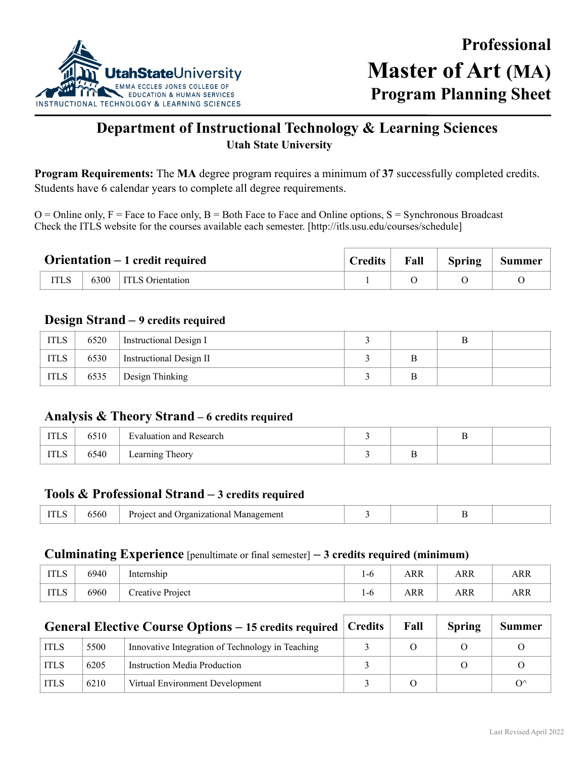# Professional Master of Art (MA) Program Planning Sheet

## Department of Instructional Technology & Learning Sciences
**Utah State University**

**Program Requirements:** The **MA** degree program requires a minimum of **37** successfully completed credits. Students have 6 calendar years to complete all degree requirements.

O = Online only, F = Face to Face only, B = Both Face to Face and Online options, S = Synchronous Broadcast
Check the ITLS website for the courses available each semester. [http://itls.usu.edu/courses/schedule]

### Orientation – 1 credit required

| | | | Credits | Fall | Spring | Summer |
|---|---|---|---|---|---|---|
| ITLS | 6300 | ITLS Orientation | 1 | O | O | O |

### Design Strand – 9 credits required

| | | | Credits | Fall | Spring | Summer |
|---|---|---|---|---|---|---|
| ITLS | 6520 | Instructional Design I | 3 | | B | |
| ITLS | 6530 | Instructional Design II | 3 | B | | |
| ITLS | 6535 | Design Thinking | 3 | B | | |

### Analysis & Theory Strand – 6 credits required

| | | | Credits | Fall | Spring | Summer |
|---|---|---|---|---|---|---|
| ITLS | 6510 | Evaluation and Research | 3 | | B | |
| ITLS | 6540 | Learning Theory | 3 | B | | |

### Tools & Professional Strand – 3 credits required

| | | | Credits | Fall | Spring | Summer |
|---|---|---|---|---|---|---|
| ITLS | 6560 | Project and Organizational Management | 3 | | B | |

### Culminating Experience [penultimate or final semester] – 3 credits required (minimum)

| | | | Credits | Fall | Spring | Summer |
|---|---|---|---|---|---|---|
| ITLS | 6940 | Internship | 1-6 | ARR | ARR | ARR |
| ITLS | 6960 | Creative Project | 1-6 | ARR | ARR | ARR |

### General Elective Course Options – 15 credits required

| | | | Credits | Fall | Spring | Summer |
|---|---|---|---|---|---|---|
| ITLS | 5500 | Innovative Integration of Technology in Teaching | 3 | O | O | O |
| ITLS | 6205 | Instruction Media Production | 3 | | O | O |
| ITLS | 6210 | Virtual Environment Development | 3 | O | | O^ |

Last Revised April 2022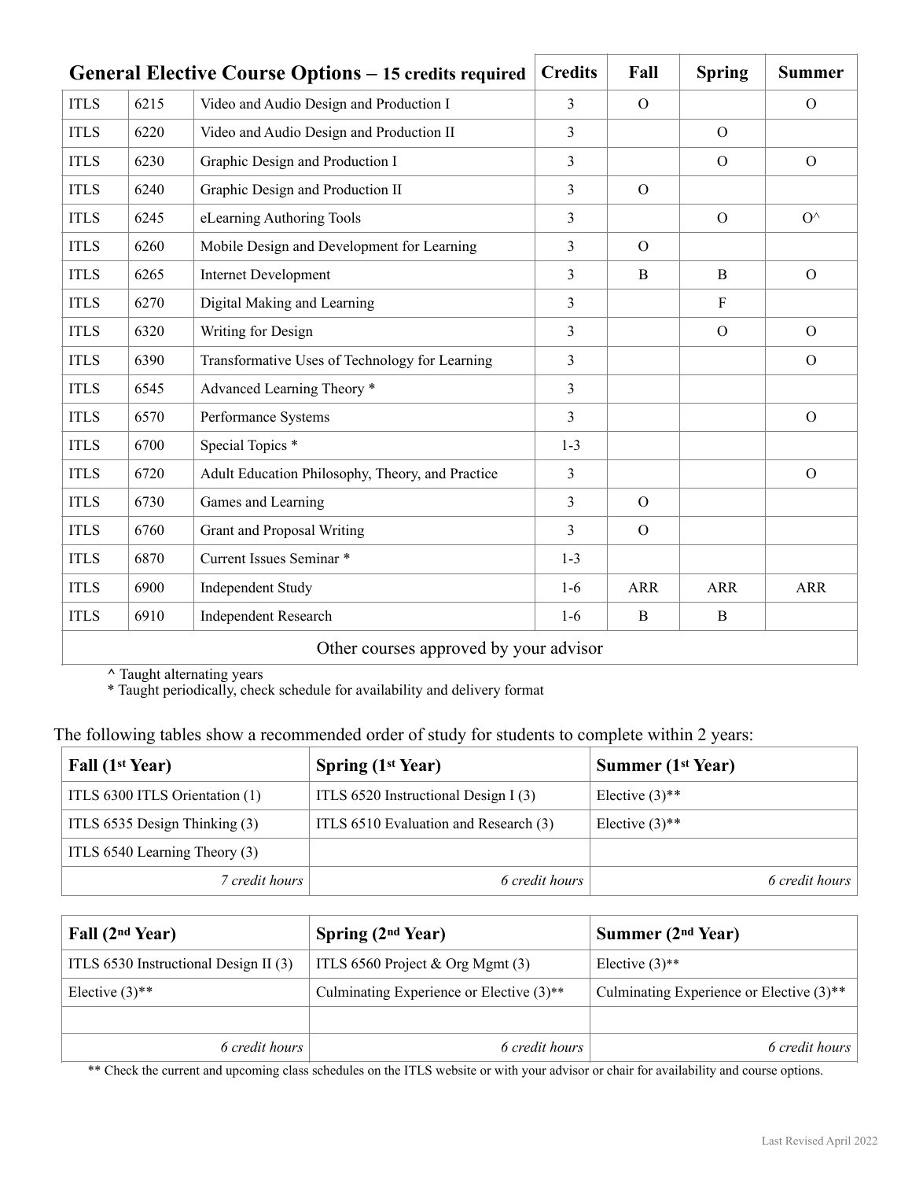| General Elective Course Options – 15 credits required | | | Credits | Fall | Spring | Summer |
|---|---|---|---|---|---|---|
| ITLS | 6215 | Video and Audio Design and Production I | 3 | O | | O |
| ITLS | 6220 | Video and Audio Design and Production II | 3 | | O | |
| ITLS | 6230 | Graphic Design and Production I | 3 | | O | O |
| ITLS | 6240 | Graphic Design and Production II | 3 | O | | |
| ITLS | 6245 | eLearning Authoring Tools | 3 | | O | O^ |
| ITLS | 6260 | Mobile Design and Development for Learning | 3 | O | | |
| ITLS | 6265 | Internet Development | 3 | B | B | O |
| ITLS | 6270 | Digital Making and Learning | 3 | | F | |
| ITLS | 6320 | Writing for Design | 3 | | O | O |
| ITLS | 6390 | Transformative Uses of Technology for Learning | 3 | | | O |
| ITLS | 6545 | Advanced Learning Theory * | 3 | | | |
| ITLS | 6570 | Performance Systems | 3 | | | O |
| ITLS | 6700 | Special Topics * | 1-3 | | | |
| ITLS | 6720 | Adult Education Philosophy, Theory, and Practice | 3 | | | O |
| ITLS | 6730 | Games and Learning | 3 | O | | |
| ITLS | 6760 | Grant and Proposal Writing | 3 | O | | |
| ITLS | 6870 | Current Issues Seminar * | 1-3 | | | |
| ITLS | 6900 | Independent Study | 1-6 | ARR | ARR | ARR |
| ITLS | 6910 | Independent Research | 1-6 | B | B | |
| Other courses approved by your advisor | | | | | | |

^ Taught alternating years

* Taught periodically, check schedule for availability and delivery format

The following tables show a recommended order of study for students to complete within 2 years:

| Fall (1st Year) | Spring (1st Year) | Summer (1st Year) |
|---|---|---|
| ITLS 6300 ITLS Orientation (1) | ITLS 6520 Instructional Design I (3) | Elective (3)** |
| ITLS 6535 Design Thinking (3) | ITLS 6510 Evaluation and Research (3) | Elective (3)** |
| ITLS 6540 Learning Theory (3) | | |
| *7 credit hours* | *6 credit hours* | *6 credit hours* |

| Fall (2nd Year) | Spring (2nd Year) | Summer (2nd Year) |
|---|---|---|
| ITLS 6530 Instructional Design II (3) | ITLS 6560 Project & Org Mgmt (3) | Elective (3)** |
| Elective (3)** | Culminating Experience or Elective (3)** | Culminating Experience or Elective (3)** |
| | | |
| *6 credit hours* | *6 credit hours* | *6 credit hours* |

** Check the current and upcoming class schedules on the ITLS website or with your advisor or chair for availability and course options.

Last Revised April 2022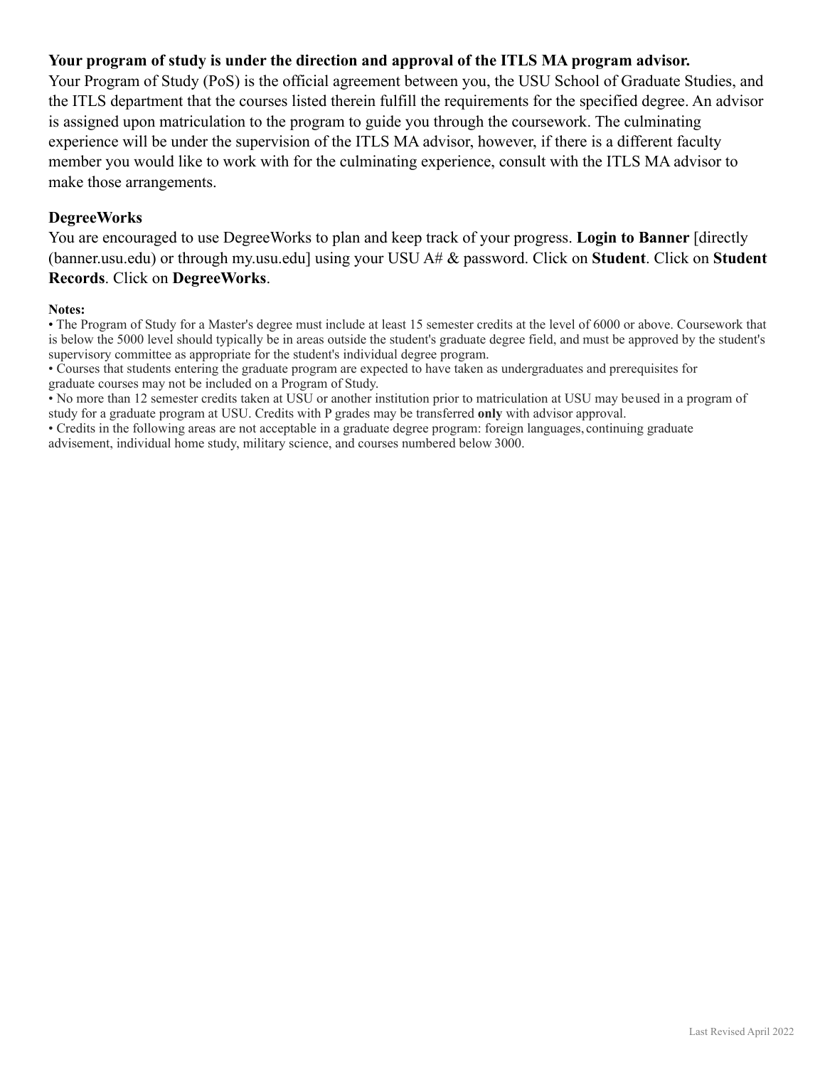**Your program of study is under the direction and approval of the ITLS MA program advisor.**
Your Program of Study (PoS) is the official agreement between you, the USU School of Graduate Studies, and the ITLS department that the courses listed therein fulfill the requirements for the specified degree. An advisor is assigned upon matriculation to the program to guide you through the coursework. The culminating experience will be under the supervision of the ITLS MA advisor, however, if there is a different faculty member you would like to work with for the culminating experience, consult with the ITLS MA advisor to make those arrangements.

**DegreeWorks**
You are encouraged to use DegreeWorks to plan and keep track of your progress. **Login to Banner** [directly (banner.usu.edu) or through my.usu.edu] using your USU A# & password. Click on **Student**. Click on **Student Records**. Click on **DegreeWorks**.

**Notes:**
- The Program of Study for a Master's degree must include at least 15 semester credits at the level of 6000 or above. Coursework that is below the 5000 level should typically be in areas outside the student's graduate degree field, and must be approved by the student's supervisory committee as appropriate for the student's individual degree program.
- Courses that students entering the graduate program are expected to have taken as undergraduates and prerequisites for graduate courses may not be included on a Program of Study.
- No more than 12 semester credits taken at USU or another institution prior to matriculation at USU may be used in a program of study for a graduate program at USU. Credits with P grades may be transferred **only** with advisor approval.
- Credits in the following areas are not acceptable in a graduate degree program: foreign languages, continuing graduate advisement, individual home study, military science, and courses numbered below 3000.

Last Revised April 2022